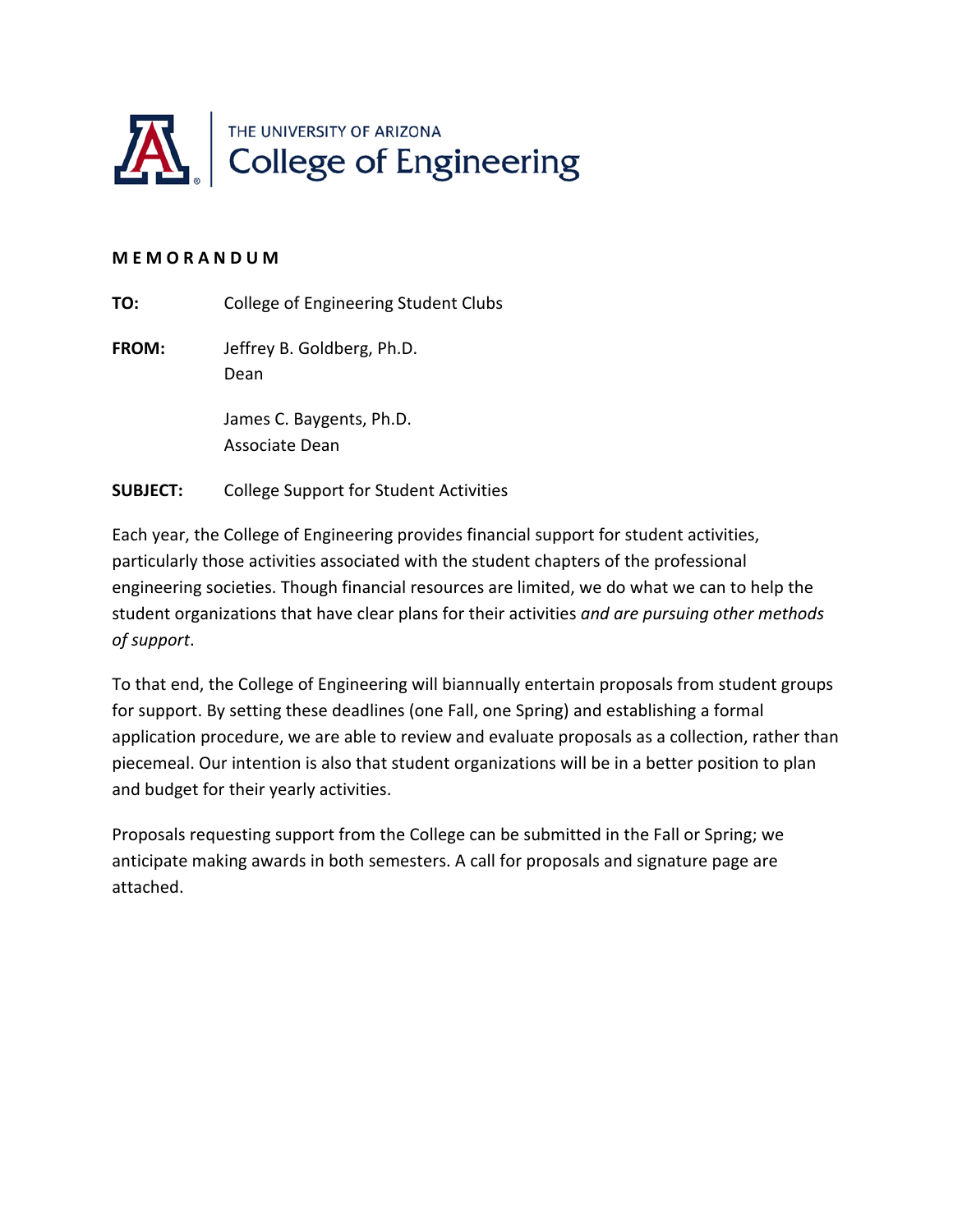THE UNIVERSITY OF ARIZONA
College of Engineering

**M E M O R A N D U M**

**TO:** College of Engineering Student Clubs

**FROM:** Jeffrey B. Goldberg, Ph.D.
Dean

James C. Baygents, Ph.D.
Associate Dean

**SUBJECT:** College Support for Student Activities

Each year, the College of Engineering provides financial support for student activities, particularly those activities associated with the student chapters of the professional engineering societies. Though financial resources are limited, we do what we can to help the student organizations that have clear plans for their activities *and are pursuing other methods of support*.

To that end, the College of Engineering will biannually entertain proposals from student groups for support. By setting these deadlines (one Fall, one Spring) and establishing a formal application procedure, we are able to review and evaluate proposals as a collection, rather than piecemeal. Our intention is also that student organizations will be in a better position to plan and budget for their yearly activities.

Proposals requesting support from the College can be submitted in the Fall or Spring; we anticipate making awards in both semesters. A call for proposals and signature page are attached.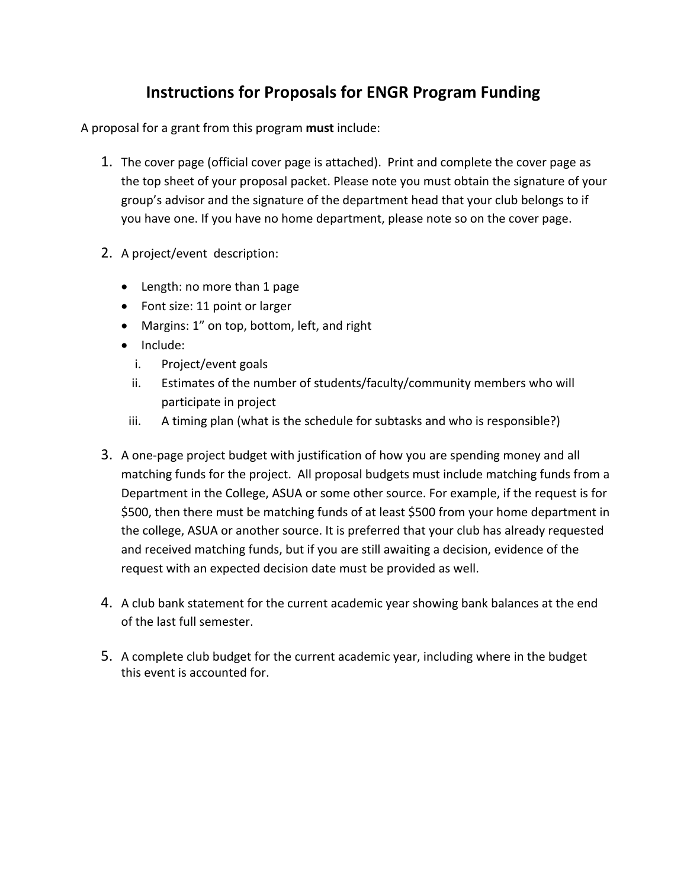# Instructions for Proposals for ENGR Program Funding

A proposal for a grant from this program **must** include:

1. The cover page (official cover page is attached). Print and complete the cover page as the top sheet of your proposal packet. Please note you must obtain the signature of your group's advisor and the signature of the department head that your club belongs to if you have one. If you have no home department, please note so on the cover page.

2. A project/event description:

   - Length: no more than 1 page
   - Font size: 11 point or larger
   - Margins: 1" on top, bottom, left, and right
   - Include:
     i. Project/event goals
     ii. Estimates of the number of students/faculty/community members who will participate in project
     iii. A timing plan (what is the schedule for subtasks and who is responsible?)

3. A one-page project budget with justification of how you are spending money and all matching funds for the project. All proposal budgets must include matching funds from a Department in the College, ASUA or some other source. For example, if the request is for $500, then there must be matching funds of at least $500 from your home department in the college, ASUA or another source. It is preferred that your club has already requested and received matching funds, but if you are still awaiting a decision, evidence of the request with an expected decision date must be provided as well.

4. A club bank statement for the current academic year showing bank balances at the end of the last full semester.

5. A complete club budget for the current academic year, including where in the budget this event is accounted for.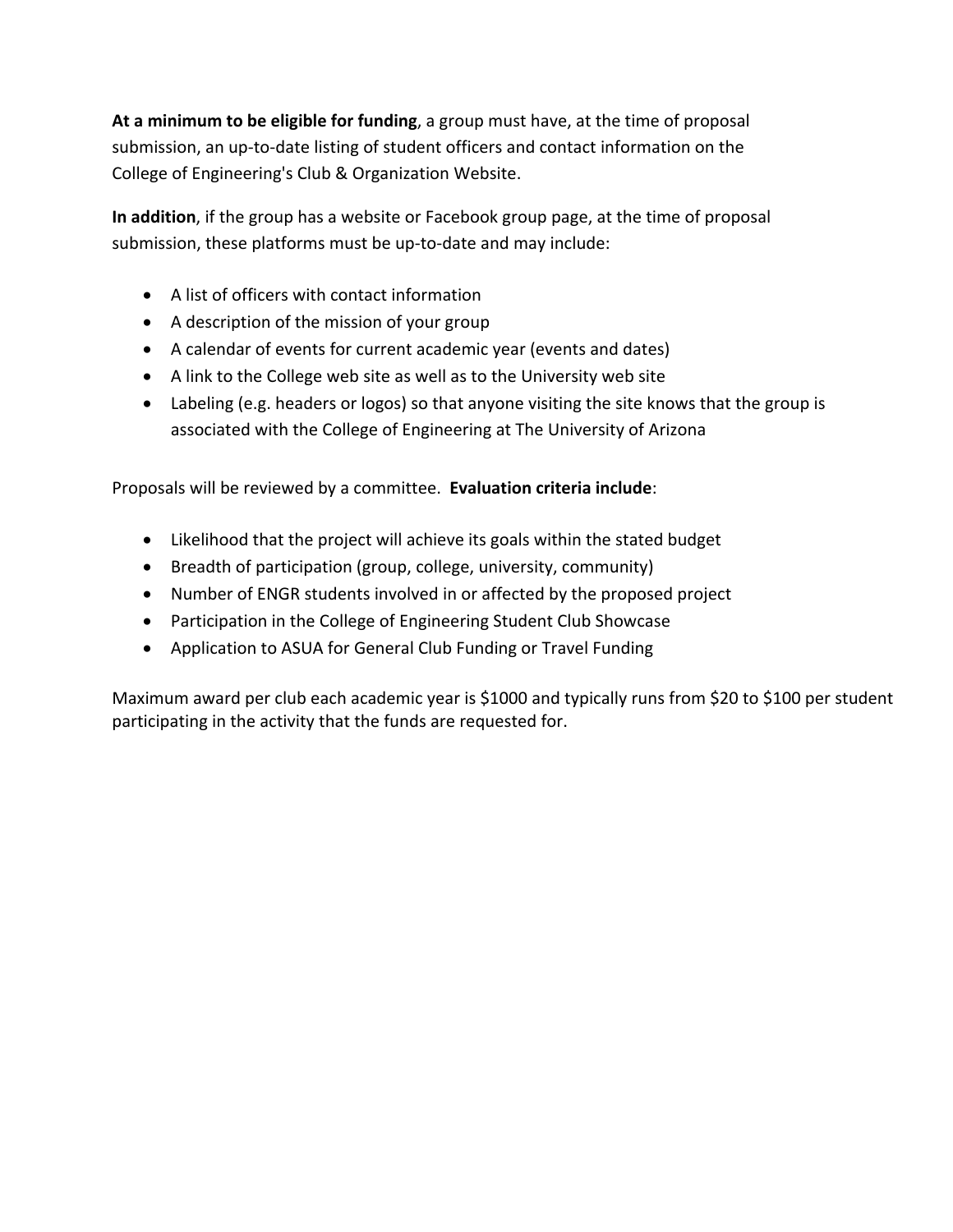**At a minimum to be eligible for funding**, a group must have, at the time of proposal submission, an up-to-date listing of student officers and contact information on the College of Engineering's Club & Organization Website.

**In addition**, if the group has a website or Facebook group page, at the time of proposal submission, these platforms must be up-to-date and may include:

- A list of officers with contact information
- A description of the mission of your group
- A calendar of events for current academic year (events and dates)
- A link to the College web site as well as to the University web site
- Labeling (e.g. headers or logos) so that anyone visiting the site knows that the group is associated with the College of Engineering at The University of Arizona

Proposals will be reviewed by a committee. **Evaluation criteria include**:

- Likelihood that the project will achieve its goals within the stated budget
- Breadth of participation (group, college, university, community)
- Number of ENGR students involved in or affected by the proposed project
- Participation in the College of Engineering Student Club Showcase
- Application to ASUA for General Club Funding or Travel Funding

Maximum award per club each academic year is $1000 and typically runs from $20 to $100 per student participating in the activity that the funds are requested for.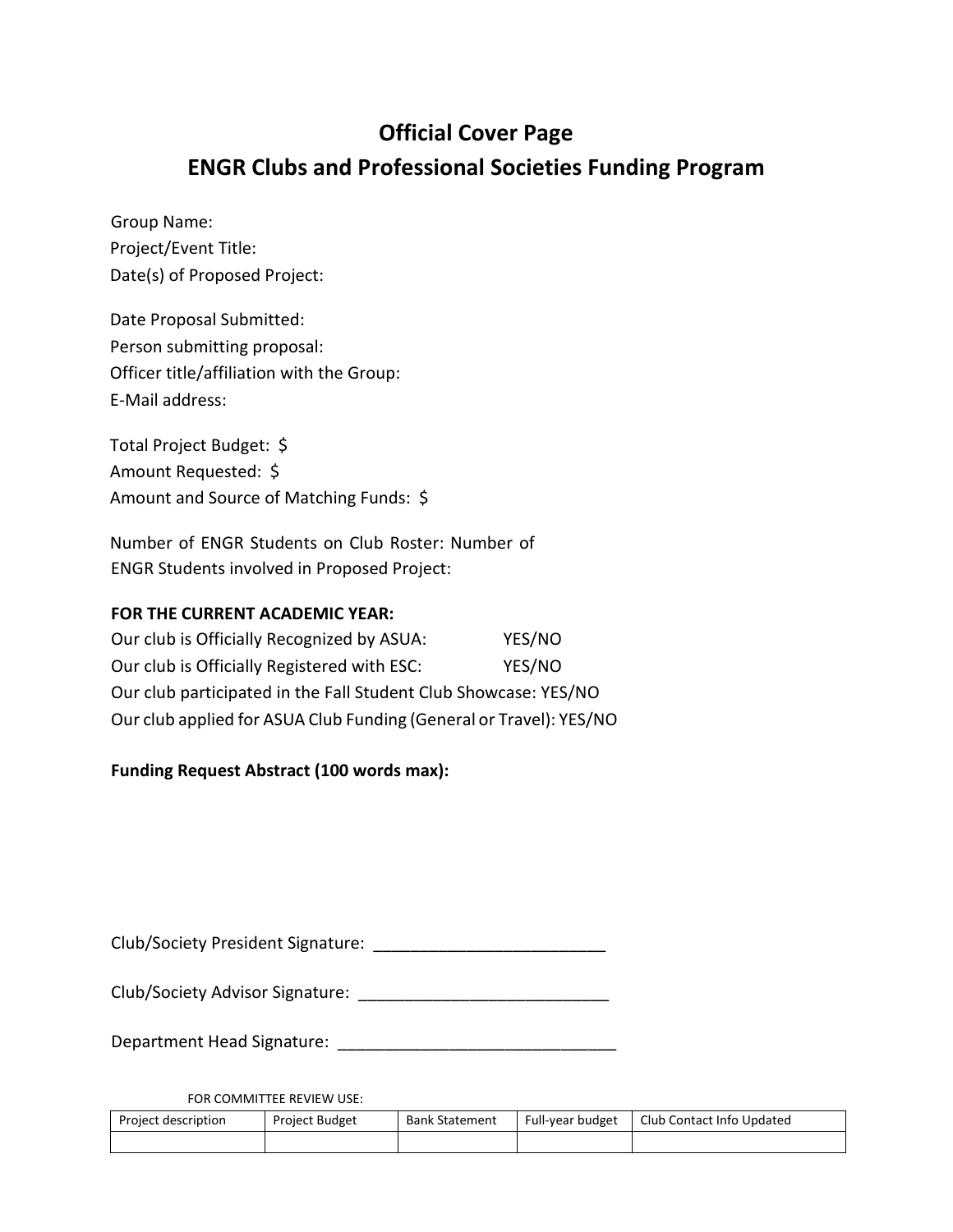# Official Cover Page

# ENGR Clubs and Professional Societies Funding Program

Group Name:
Project/Event Title:
Date(s) of Proposed Project:

Date Proposal Submitted:
Person submitting proposal:
Officer title/affiliation with the Group:
E-Mail address:

Total Project Budget: $
Amount Requested: $
Amount and Source of Matching Funds: $

Number of ENGR Students on Club Roster: Number of ENGR Students involved in Proposed Project:

**FOR THE CURRENT ACADEMIC YEAR:**

Our club is Officially Recognized by ASUA: YES/NO
Our club is Officially Registered with ESC: YES/NO
Our club participated in the Fall Student Club Showcase: YES/NO
Our club applied for ASUA Club Funding (General or Travel): YES/NO

**Funding Request Abstract (100 words max):**

Club/Society President Signature: ________________________

Club/Society Advisor Signature: __________________________

Department Head Signature: _____________________________

FOR COMMITTEE REVIEW USE:

| Project description | Project Budget | Bank Statement | Full-year budget | Club Contact Info Updated |
|---|---|---|---|---|
| | | | | |